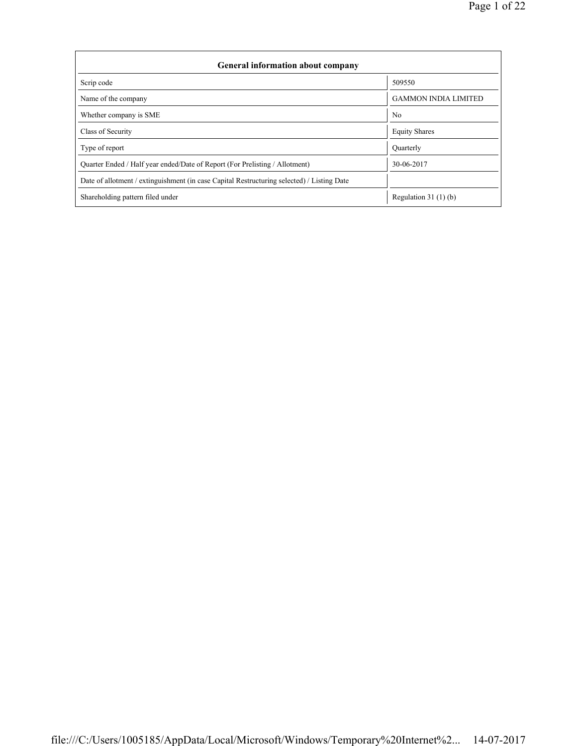| General information about company | |
|---|---|
| Scrip code | 509550 |
| Name of the company | GAMMON INDIA LIMITED |
| Whether company is SME | No |
| Class of Security | Equity Shares |
| Type of report | Quarterly |
| Quarter Ended / Half year ended/Date of Report (For Prelisting / Allotment) | 30-06-2017 |
| Date of allotment / extinguishment (in case Capital Restructuring selected) / Listing Date | |
| Shareholding pattern filed under | Regulation 31 (1) (b) |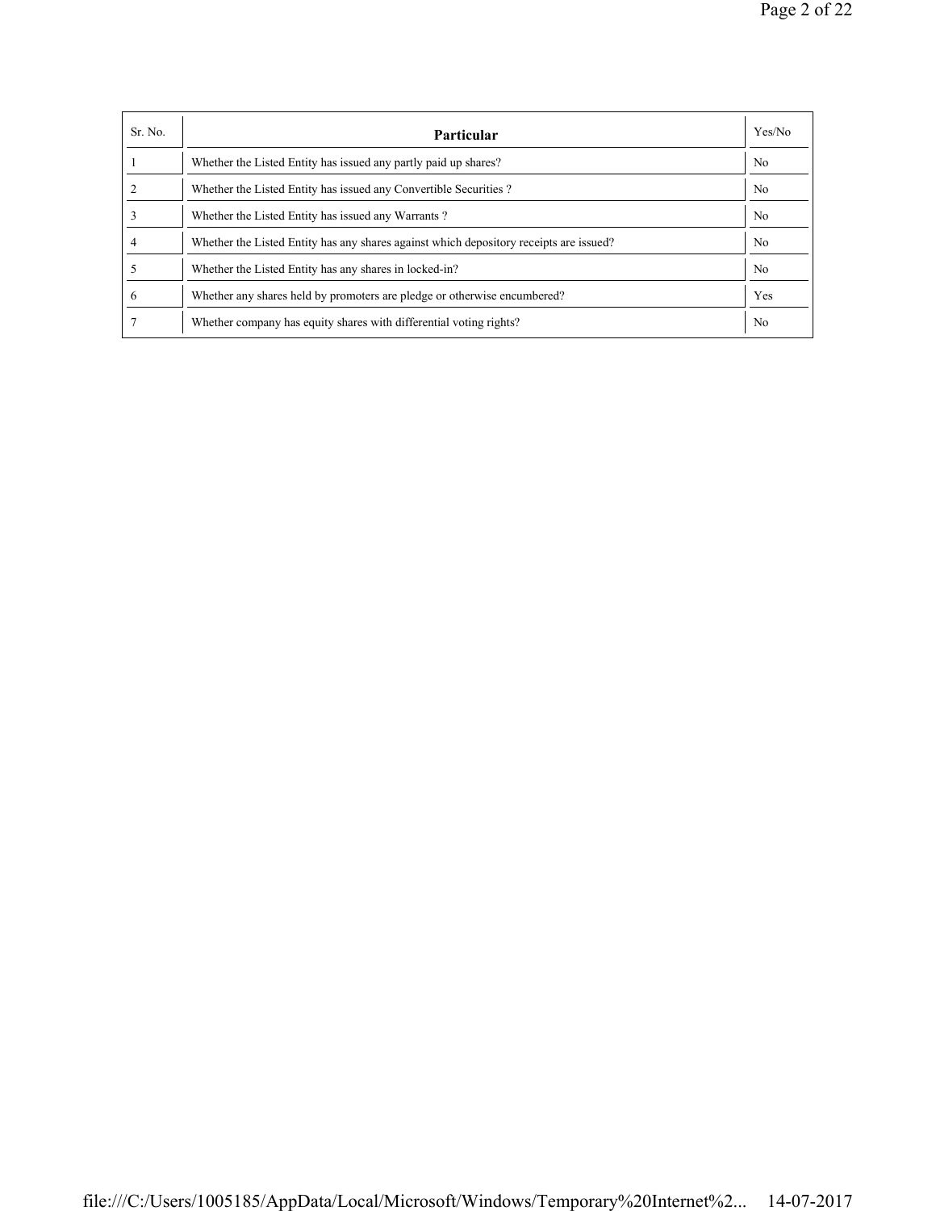| Sr. No. | Particular | Yes/No |
|---|---|---|
| 1 | Whether the Listed Entity has issued any partly paid up shares? | No |
| 2 | Whether the Listed Entity has issued any Convertible Securities ? | No |
| 3 | Whether the Listed Entity has issued any Warrants ? | No |
| 4 | Whether the Listed Entity has any shares against which depository receipts are issued? | No |
| 5 | Whether the Listed Entity has any shares in locked-in? | No |
| 6 | Whether any shares held by promoters are pledge or otherwise encumbered? | Yes |
| 7 | Whether company has equity shares with differential voting rights? | No |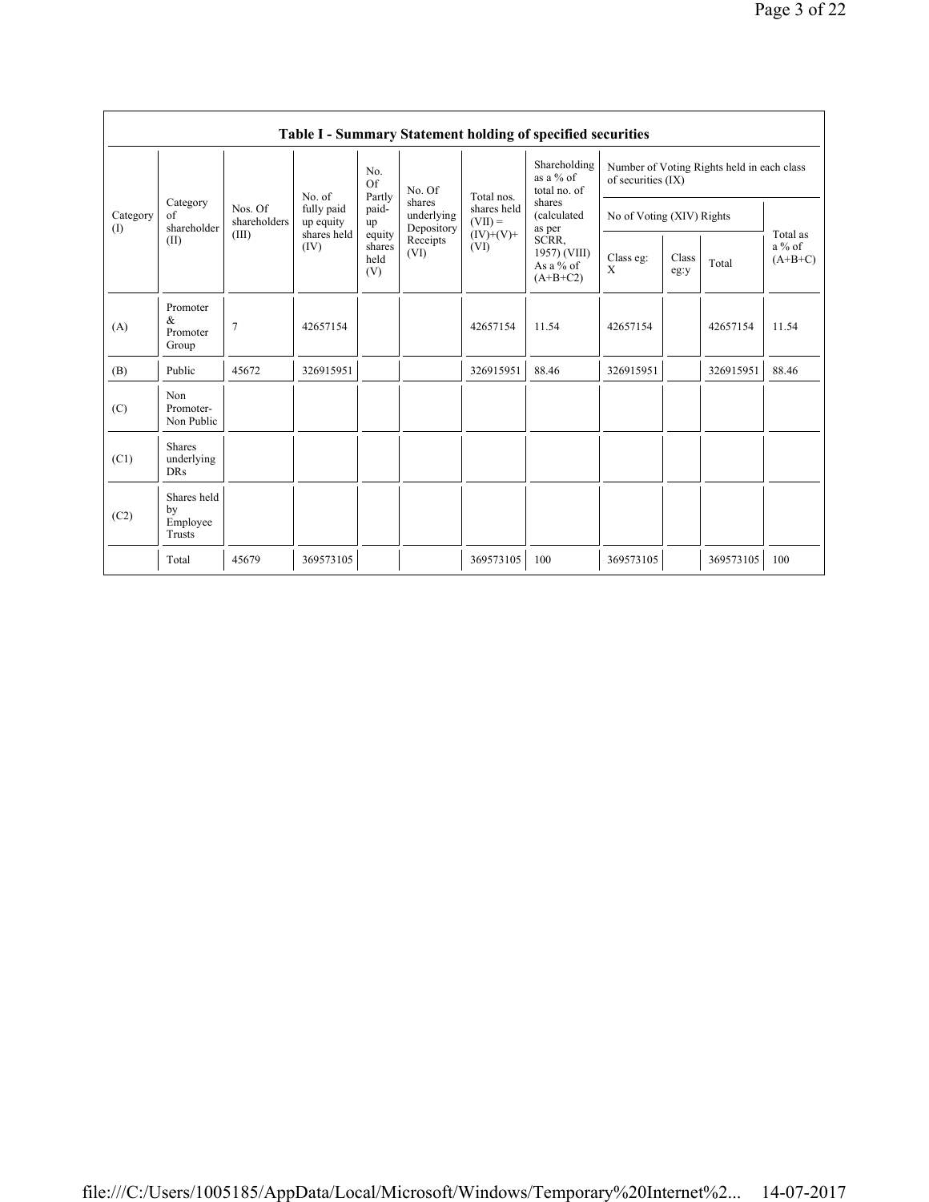## Table I - Summary Statement holding of specified securities

| Category (I) | Category of shareholder (II) | Nos. Of shareholders (III) | No. of fully paid up equity shares held (IV) | No. Of Partly paid-up equity shares held (V) | No. Of shares underlying Depository Receipts (VI) | Total nos. shares held (VII) = (IV)+(V)+ (VI) | Shareholding as a % of total no. of shares (calculated as per SCRR, 1957) (VIII) As a % of (A+B+C2) | Number of Voting Rights held in each class of securities (IX) | | | |
|---|---|---|---|---|---|---|---|---|---|---|---|
| | | | | | | | | No of Voting (XIV) Rights | | | Total as a % of (A+B+C) |
| | | | | | | | | Class eg: X | Class eg:y | Total | |
| (A) | Promoter & Promoter Group | 7 | 42657154 | | | 42657154 | 11.54 | 42657154 | | 42657154 | 11.54 |
| (B) | Public | 45672 | 326915951 | | | 326915951 | 88.46 | 326915951 | | 326915951 | 88.46 |
| (C) | Non Promoter- Non Public | | | | | | | | | | |
| (C1) | Shares underlying DRs | | | | | | | | | | |
| (C2) | Shares held by Employee Trusts | | | | | | | | | | |
| | Total | 45679 | 369573105 | | | 369573105 | 100 | 369573105 | | 369573105 | 100 |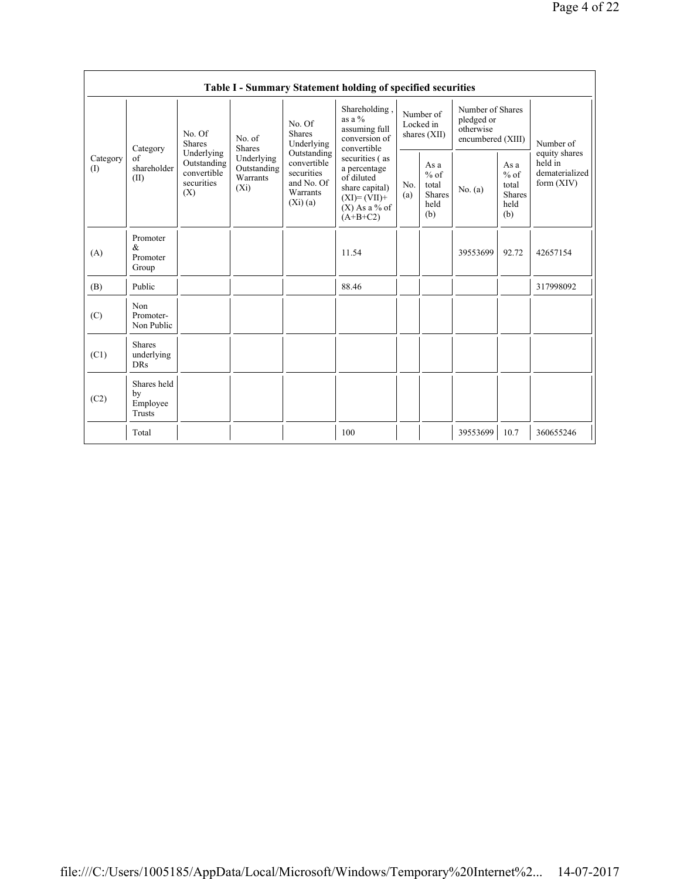**Table I - Summary Statement holding of specified securities**

| Category (I) | Category of shareholder (II) | No. Of Shares Underlying Outstanding convertible securities (X) | No. of Shares Underlying Outstanding Warrants (Xi) | No. Of Shares Underlying Outstanding convertible securities and No. Of Warrants (Xi) (a) | Shareholding , as a % assuming full conversion of convertible securities ( as a percentage of diluted share capital) (XI)= (VII)+(X) As a % of (A+B+C2) | Number of Locked in shares (XII) | | Number of Shares pledged or otherwise encumbered (XIII) | | Number of equity shares held in dematerialized form (XIV) |
|---|---|---|---|---|---|---|---|---|---|---|
| | | | | | | No. (a) | As a % of total Shares held (b) | No. (a) | As a % of total Shares held (b) | |
| (A) | Promoter & Promoter Group | | | | 11.54 | | | 39553699 | 92.72 | 42657154 |
| (B) | Public | | | | 88.46 | | | | | 317998092 |
| (C) | Non Promoter- Non Public | | | | | | | | | |
| (C1) | Shares underlying DRs | | | | | | | | | |
| (C2) | Shares held by Employee Trusts | | | | | | | | | |
| | Total | | | | 100 | | | 39553699 | 10.7 | 360655246 |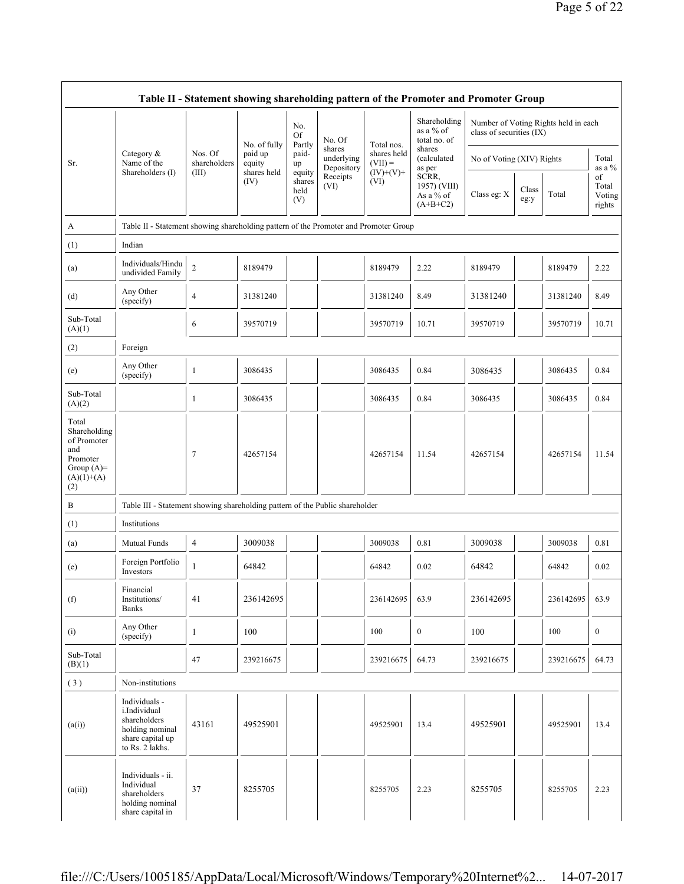| Table II - Statement showing shareholding pattern of the Promoter and Promoter Group | | | | | | | | | | | | |
|---|---|---|---|---|---|---|---|---|---|---|---|---|
| Sr. | Category & Name of the Shareholders (I) | Nos. Of shareholders (III) | No. of fully paid up equity shares held (IV) | No. Of Partly paid-up equity shares held (V) | No. Of shares underlying Depository Receipts (VI) | Total nos. shares held (VII) = (IV)+(V)+ (VI) | Shareholding as a % of total no. of shares (calculated as per SCRR, 1957) (VIII) As a % of (A+B+C2) | Number of Voting Rights held in each class of securities (IX) | | | |
| | | | | | | | | No of Voting (XIV) Rights | | | Total as a % of Total Voting rights |
| | | | | | | | | Class eg: X | Class eg:y | Total | |
| A | Table II - Statement showing shareholding pattern of the Promoter and Promoter Group | | | | | | | | | | |
| (1) | Indian | | | | | | | | | | |
| (a) | Individuals/Hindu undivided Family | 2 | 8189479 | | | 8189479 | 2.22 | 8189479 | | 8189479 | 2.22 |
| (d) | Any Other (specify) | 4 | 31381240 | | | 31381240 | 8.49 | 31381240 | | 31381240 | 8.49 |
| Sub-Total (A)(1) | | 6 | 39570719 | | | 39570719 | 10.71 | 39570719 | | 39570719 | 10.71 |
| (2) | Foreign | | | | | | | | | | |
| (e) | Any Other (specify) | 1 | 3086435 | | | 3086435 | 0.84 | 3086435 | | 3086435 | 0.84 |
| Sub-Total (A)(2) | | 1 | 3086435 | | | 3086435 | 0.84 | 3086435 | | 3086435 | 0.84 |
| Total Shareholding of Promoter and Promoter Group (A)= (A)(1)+(A)(2) | | 7 | 42657154 | | | 42657154 | 11.54 | 42657154 | | 42657154 | 11.54 |
| B | Table III - Statement showing shareholding pattern of the Public shareholder | | | | | | | | | | |
| (1) | Institutions | | | | | | | | | | |
| (a) | Mutual Funds | 4 | 3009038 | | | 3009038 | 0.81 | 3009038 | | 3009038 | 0.81 |
| (e) | Foreign Portfolio Investors | 1 | 64842 | | | 64842 | 0.02 | 64842 | | 64842 | 0.02 |
| (f) | Financial Institutions/ Banks | 41 | 236142695 | | | 236142695 | 63.9 | 236142695 | | 236142695 | 63.9 |
| (i) | Any Other (specify) | 1 | 100 | | | 100 | 0 | 100 | | 100 | 0 |
| Sub-Total (B)(1) | | 47 | 239216675 | | | 239216675 | 64.73 | 239216675 | | 239216675 | 64.73 |
| ( 3 ) | Non-institutions | | | | | | | | | | |
| (a(i)) | Individuals - i.Individual shareholders holding nominal share capital up to Rs. 2 lakhs. | 43161 | 49525901 | | | 49525901 | 13.4 | 49525901 | | 49525901 | 13.4 |
| (a(ii)) | Individuals - ii. Individual shareholders holding nominal share capital in | 37 | 8255705 | | | 8255705 | 2.23 | 8255705 | | 8255705 | 2.23 |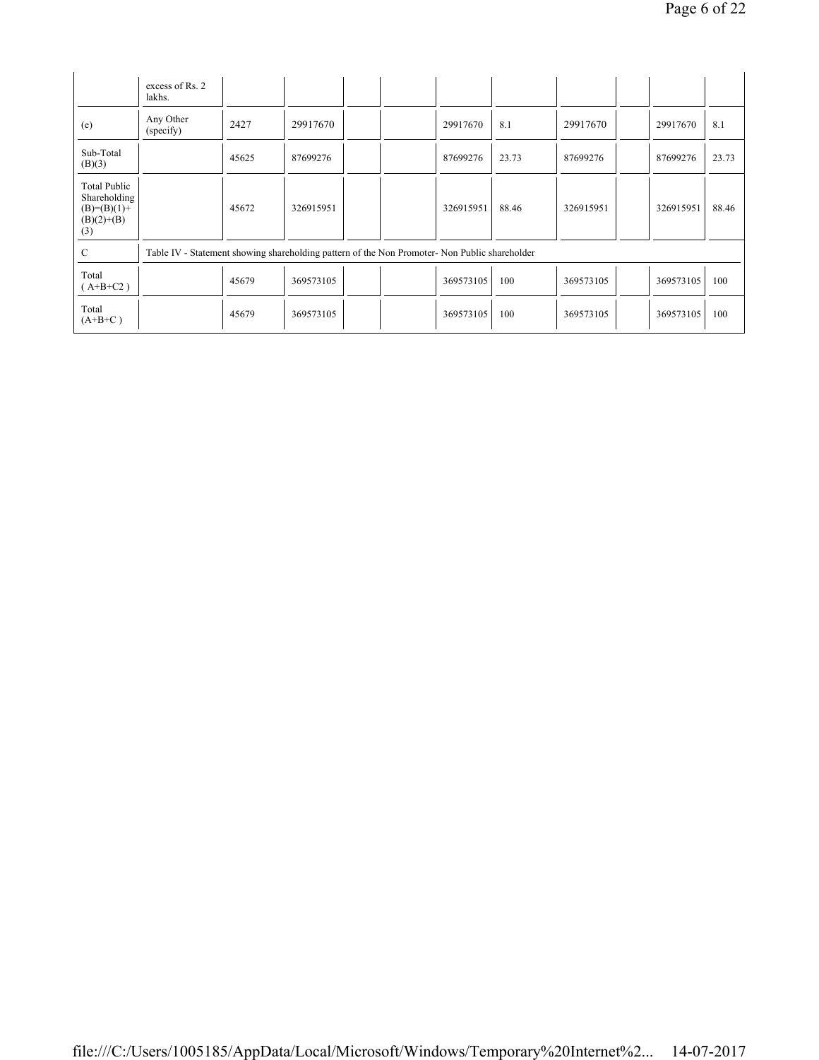|  | excess of Rs. 2 lakhs. |  |  |  |  |  |  |  |  |  |  |
|---|---|---|---|---|---|---|---|---|---|---|---|
| (e) | Any Other (specify) | 2427 | 29917670 |  |  | 29917670 | 8.1 | 29917670 |  | 29917670 | 8.1 |
| Sub-Total (B)(3) |  | 45625 | 87699276 |  |  | 87699276 | 23.73 | 87699276 |  | 87699276 | 23.73 |
| Total Public Shareholding (B)=(B)(1)+(B)(2)+(B)(3) |  | 45672 | 326915951 |  |  | 326915951 | 88.46 | 326915951 |  | 326915951 | 88.46 |
| C | Table IV - Statement showing shareholding pattern of the Non Promoter- Non Public shareholder |  |  |  |  |  |  |  |  |  |  |
| Total ( A+B+C2 ) |  | 45679 | 369573105 |  |  | 369573105 | 100 | 369573105 |  | 369573105 | 100 |
| Total (A+B+C ) |  | 45679 | 369573105 |  |  | 369573105 | 100 | 369573105 |  | 369573105 | 100 |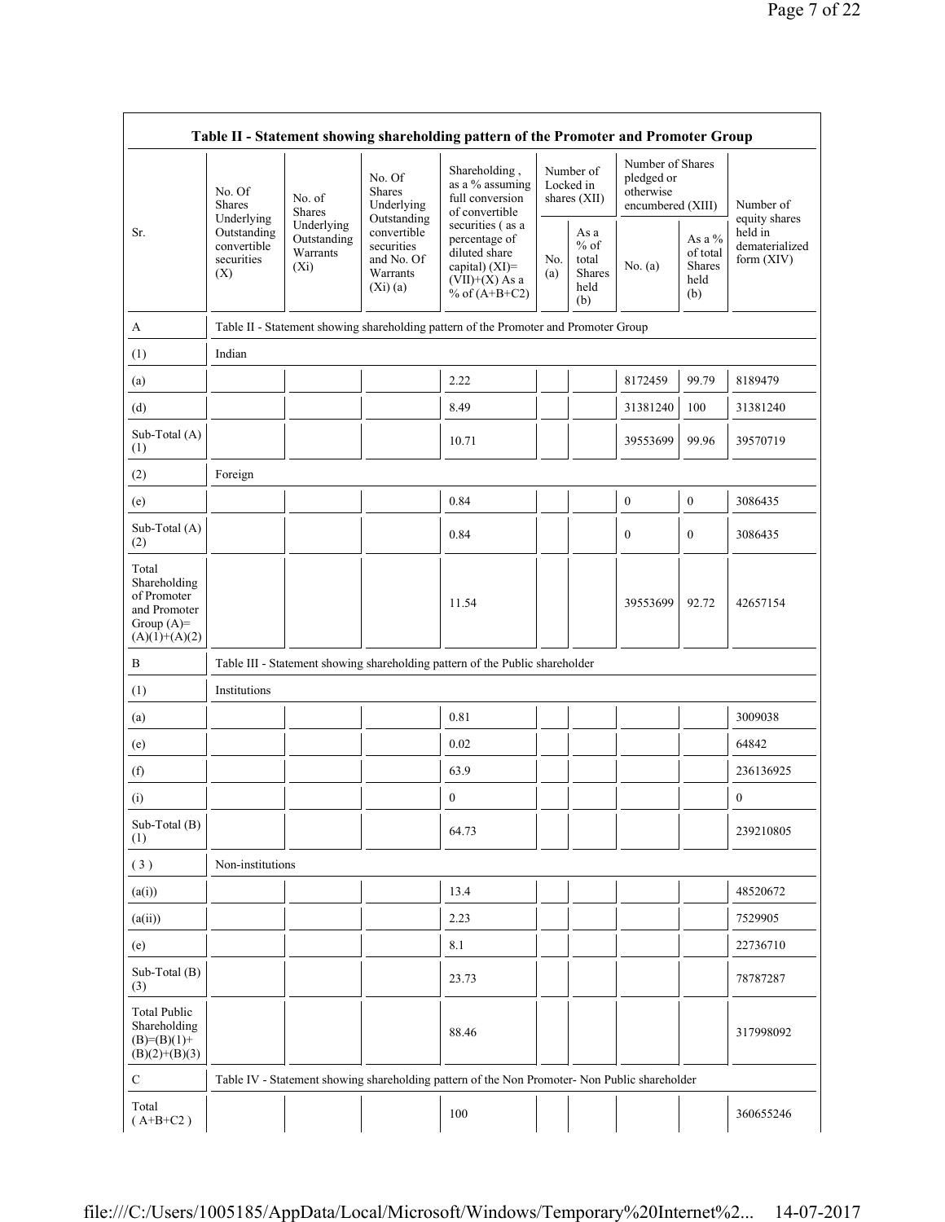| Table II - Statement showing shareholding pattern of the Promoter and Promoter Group | | | | | | | | | |
|---|---|---|---|---|---|---|---|---|---|
| Sr. | No. Of Shares Underlying Outstanding convertible securities (X) | No. of Shares Underlying Outstanding Warrants (Xi) | No. Of Shares Underlying Outstanding convertible securities and No. Of Warrants (Xi) (a) | Shareholding , as a % assuming full conversion of convertible securities ( as a percentage of diluted share capital) (XI)= (VII)+(X) As a % of (A+B+C2) | Number of Locked in shares (XII) | | Number of Shares pledged or otherwise encumbered (XIII) | | Number of equity shares held in dematerialized form (XIV) |
| | | | | | No. (a) | As a % of total Shares held (b) | No. (a) | As a % of total Shares held (b) | |
| A | Table II - Statement showing shareholding pattern of the Promoter and Promoter Group | | | | | | | | |
| (1) | Indian | | | | | | | | |
| (a) | | | | 2.22 | | | 8172459 | 99.79 | 8189479 |
| (d) | | | | 8.49 | | | 31381240 | 100 | 31381240 |
| Sub-Total (A) (1) | | | | 10.71 | | | 39553699 | 99.96 | 39570719 |
| (2) | Foreign | | | | | | | | |
| (e) | | | | 0.84 | | | 0 | 0 | 3086435 |
| Sub-Total (A) (2) | | | | 0.84 | | | 0 | 0 | 3086435 |
| Total Shareholding of Promoter and Promoter Group (A)= (A)(1)+(A)(2) | | | | 11.54 | | | 39553699 | 92.72 | 42657154 |
| B | Table III - Statement showing shareholding pattern of the Public shareholder | | | | | | | | |
| (1) | Institutions | | | | | | | | |
| (a) | | | | 0.81 | | | | | 3009038 |
| (e) | | | | 0.02 | | | | | 64842 |
| (f) | | | | 63.9 | | | | | 236136925 |
| (i) | | | | 0 | | | | | 0 |
| Sub-Total (B) (1) | | | | 64.73 | | | | | 239210805 |
| ( 3 ) | Non-institutions | | | | | | | | |
| (a(i)) | | | | 13.4 | | | | | 48520672 |
| (a(ii)) | | | | 2.23 | | | | | 7529905 |
| (e) | | | | 8.1 | | | | | 22736710 |
| Sub-Total (B) (3) | | | | 23.73 | | | | | 78787287 |
| Total Public Shareholding (B)=(B)(1)+ (B)(2)+(B)(3) | | | | 88.46 | | | | | 317998092 |
| C | Table IV - Statement showing shareholding pattern of the Non Promoter- Non Public shareholder | | | | | | | | |
| Total ( A+B+C2 ) | | | | 100 | | | | | 360655246 |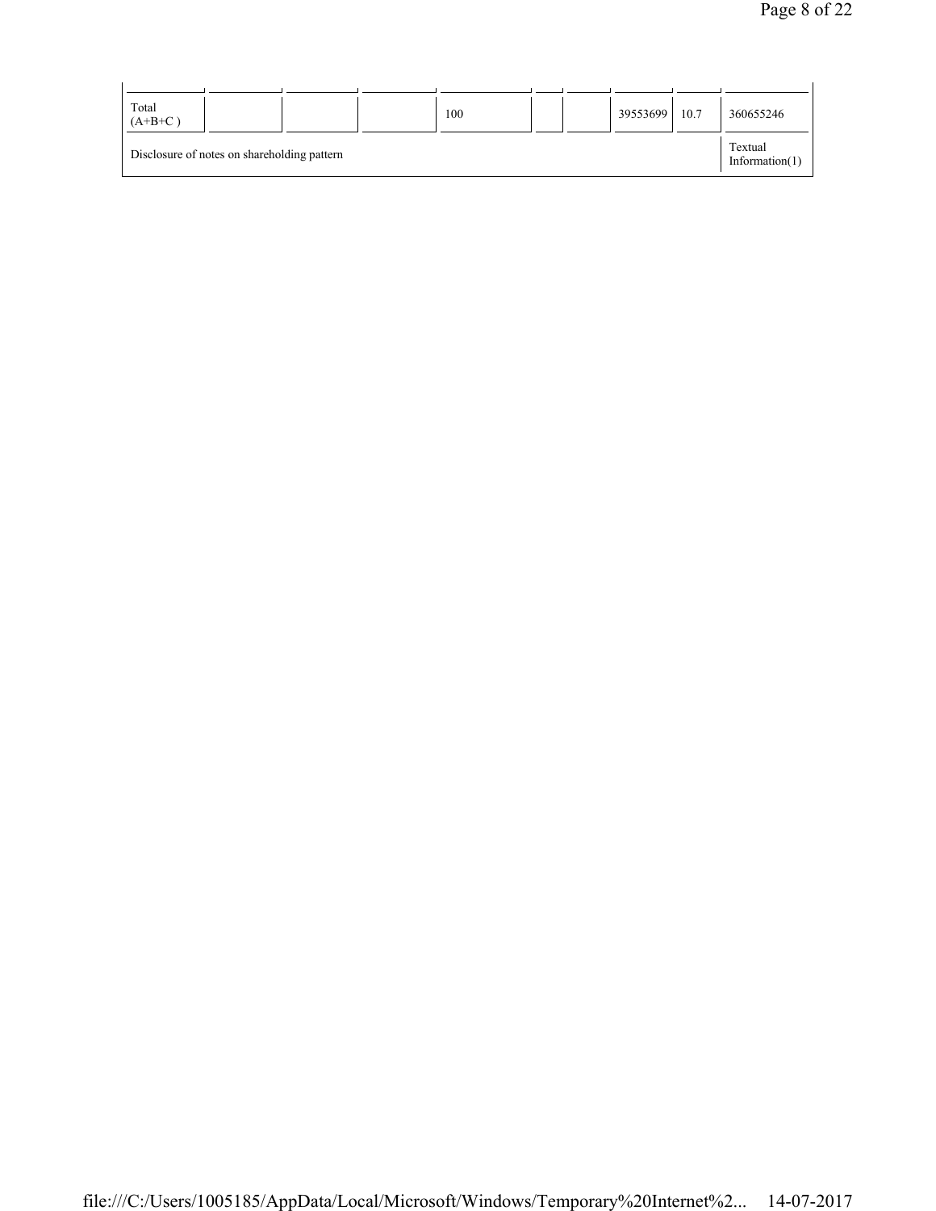| | | | | | | | | | |
|---|---|---|---|---|---|---|---|---|---|
| Total (A+B+C ) | | | | 100 | | | 39553699 | 10.7 | 360655246 |
| Disclosure of notes on shareholding pattern | | | | | | | | | Textual Information(1) |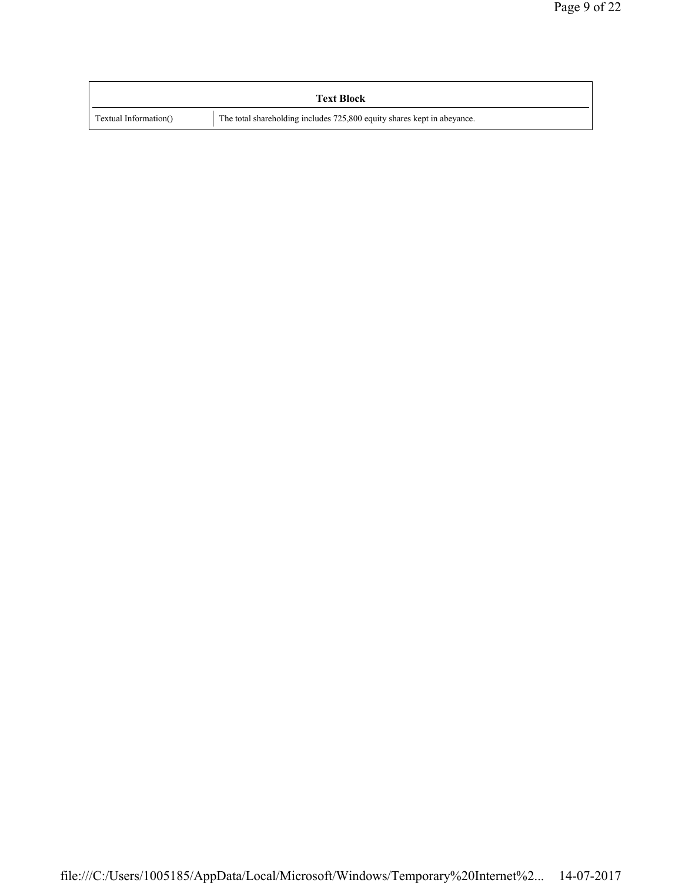| Text Block | |
|---|---|
| Textual Information() | The total shareholding includes 725,800 equity shares kept in abeyance. |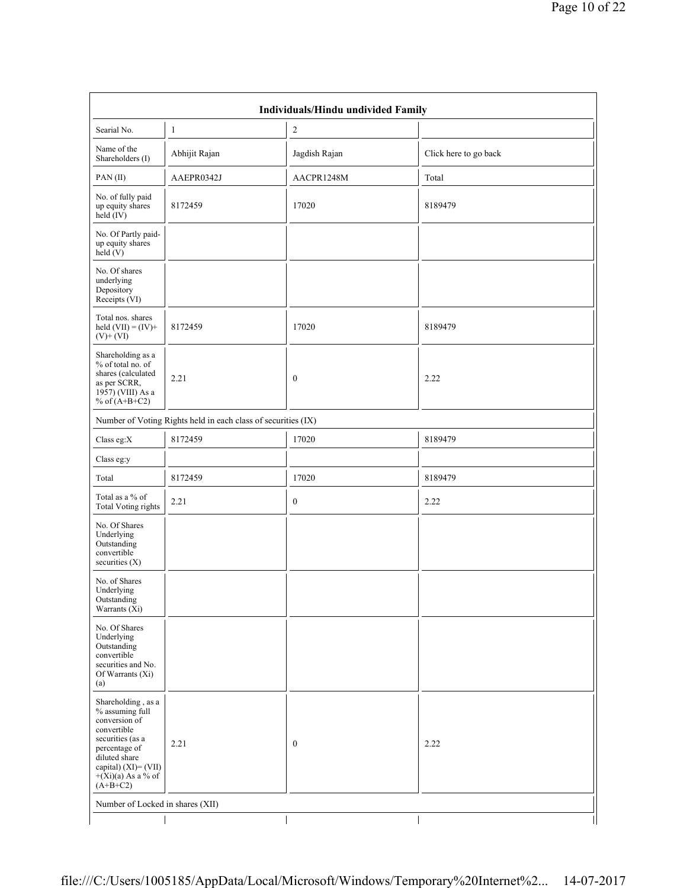| Individuals/Hindu undivided Family | | | |
|---|---|---|---|
| Searial No. | 1 | 2 | |
| Name of the Shareholders (I) | Abhijit Rajan | Jagdish Rajan | Click here to go back |
| PAN (II) | AAEPR0342J | AACPR1248M | Total |
| No. of fully paid up equity shares held (IV) | 8172459 | 17020 | 8189479 |
| No. Of Partly paid-up equity shares held (V) | | | |
| No. Of shares underlying Depository Receipts (VI) | | | |
| Total nos. shares held (VII) = (IV)+ (V)+ (VI) | 8172459 | 17020 | 8189479 |
| Shareholding as a % of total no. of shares (calculated as per SCRR, 1957) (VIII) As a % of (A+B+C2) | 2.21 | 0 | 2.22 |
| Number of Voting Rights held in each class of securities (IX) | | | |
| Class eg:X | 8172459 | 17020 | 8189479 |
| Class eg:y | | | |
| Total | 8172459 | 17020 | 8189479 |
| Total as a % of Total Voting rights | 2.21 | 0 | 2.22 |
| No. Of Shares Underlying Outstanding convertible securities (X) | | | |
| No. of Shares Underlying Outstanding Warrants (Xi) | | | |
| No. Of Shares Underlying Outstanding convertible securities and No. Of Warrants (Xi) (a) | | | |
| Shareholding , as a % assuming full conversion of convertible securities (as a percentage of diluted share capital) (XI)= (VII) +(Xi)(a) As a % of (A+B+C2) | 2.21 | 0 | 2.22 |
| Number of Locked in shares (XII) | | | |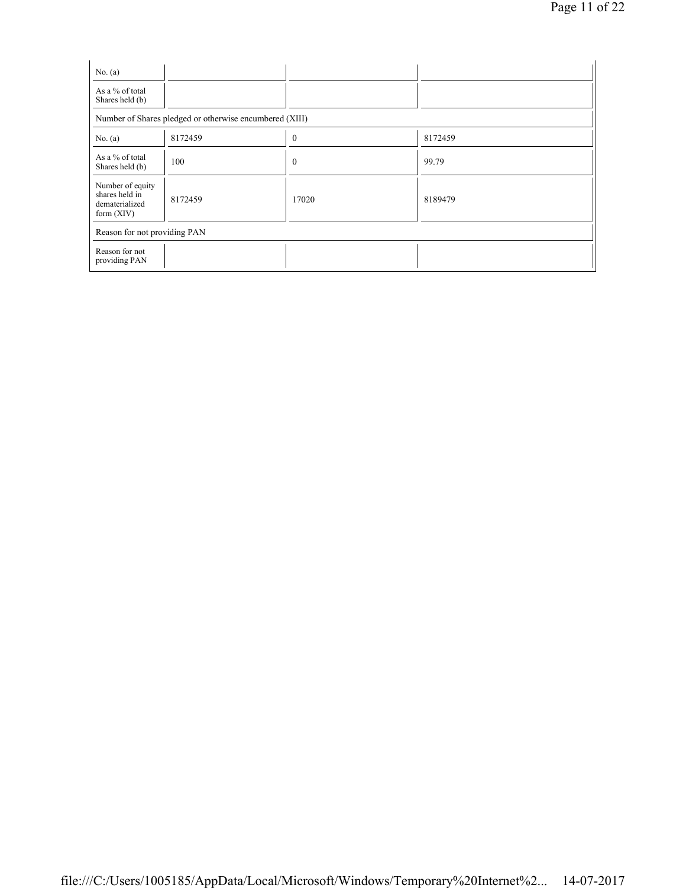| | | | |
|---|---|---|---|
| No. (a) | | | |
| As a % of total Shares held (b) | | | |
| Number of Shares pledged or otherwise encumbered (XIII) | | | |
| No. (a) | 8172459 | 0 | 8172459 |
| As a % of total Shares held (b) | 100 | 0 | 99.79 |
| Number of equity shares held in dematerialized form (XIV) | 8172459 | 17020 | 8189479 |
| Reason for not providing PAN | | | |
| Reason for not providing PAN | | | |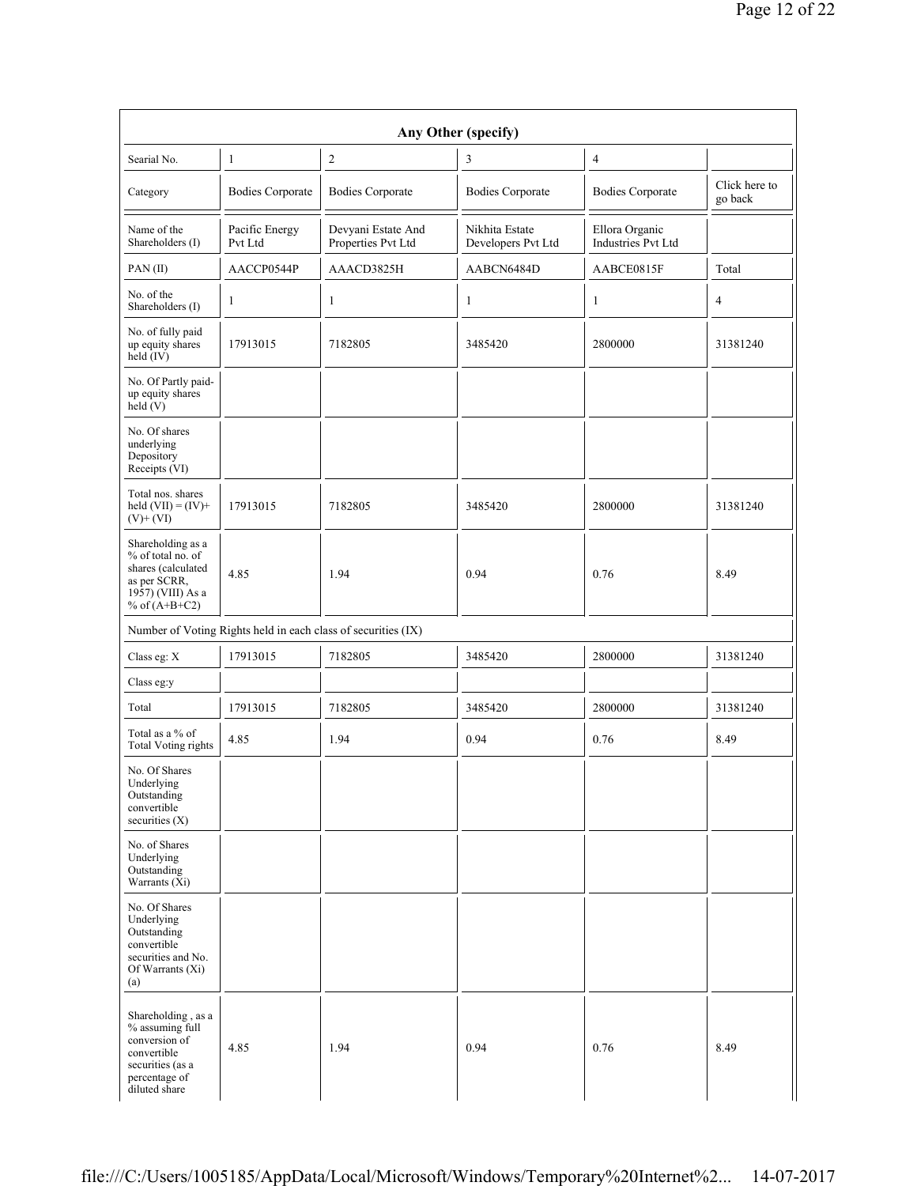| Any Other (specify) | | | | | |
|---|---|---|---|---|---|
| Searial No. | 1 | 2 | 3 | 4 | |
| Category | Bodies Corporate | Bodies Corporate | Bodies Corporate | Bodies Corporate | Click here to go back |
| Name of the Shareholders (I) | Pacific Energy Pvt Ltd | Devyani Estate And Properties Pvt Ltd | Nikhita Estate Developers Pvt Ltd | Ellora Organic Industries Pvt Ltd | |
| PAN (II) | AACCP0544P | AAACD3825H | AABCN6484D | AABCE0815F | Total |
| No. of the Shareholders (I) | 1 | 1 | 1 | 1 | 4 |
| No. of fully paid up equity shares held (IV) | 17913015 | 7182805 | 3485420 | 2800000 | 31381240 |
| No. Of Partly paid-up equity shares held (V) | | | | | |
| No. Of shares underlying Depository Receipts (VI) | | | | | |
| Total nos. shares held (VII) = (IV)+ (V)+ (VI) | 17913015 | 7182805 | 3485420 | 2800000 | 31381240 |
| Shareholding as a % of total no. of shares (calculated as per SCRR, 1957) (VIII) As a % of (A+B+C2) | 4.85 | 1.94 | 0.94 | 0.76 | 8.49 |
| Number of Voting Rights held in each class of securities (IX) | | | | | |
| Class eg: X | 17913015 | 7182805 | 3485420 | 2800000 | 31381240 |
| Class eg:y | | | | | |
| Total | 17913015 | 7182805 | 3485420 | 2800000 | 31381240 |
| Total as a % of Total Voting rights | 4.85 | 1.94 | 0.94 | 0.76 | 8.49 |
| No. Of Shares Underlying Outstanding convertible securities (X) | | | | | |
| No. of Shares Underlying Outstanding Warrants (Xi) | | | | | |
| No. Of Shares Underlying Outstanding convertible securities and No. Of Warrants (Xi) (a) | | | | | |
| Shareholding , as a % assuming full conversion of convertible securities (as a percentage of diluted share | 4.85 | 1.94 | 0.94 | 0.76 | 8.49 |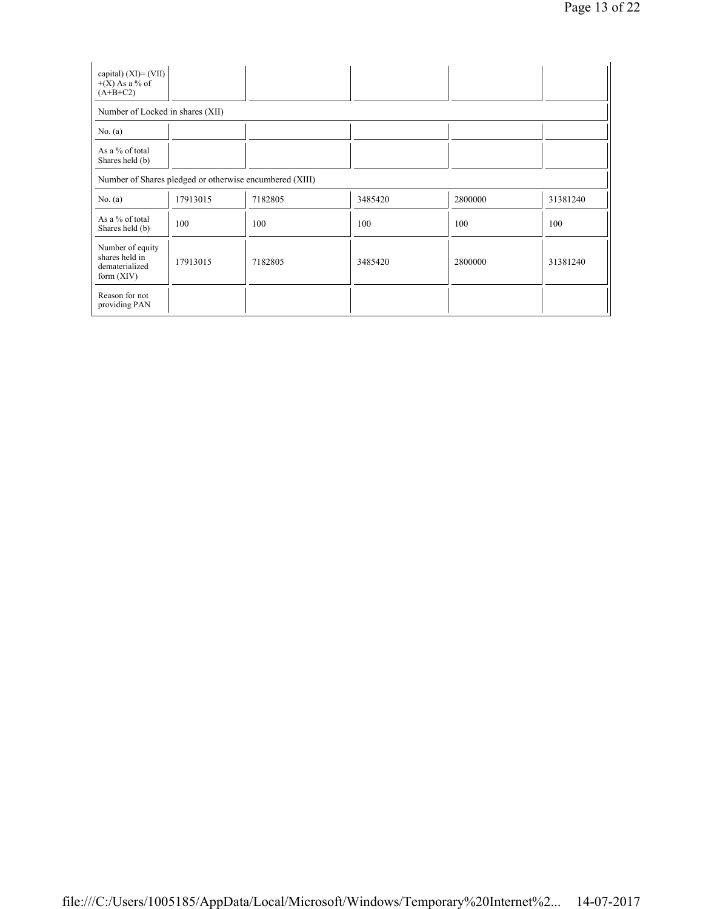| capital) (XI)= (VII) +(X) As a % of (A+B+C2) | | | | | |
|---|---|---|---|---|---|
| Number of Locked in shares (XII) | | | | | |
| No. (a) | | | | | |
| As a % of total Shares held (b) | | | | | |
| Number of Shares pledged or otherwise encumbered (XIII) | | | | | |
| No. (a) | 17913015 | 7182805 | 3485420 | 2800000 | 31381240 |
| As a % of total Shares held (b) | 100 | 100 | 100 | 100 | 100 |
| Number of equity shares held in dematerialized form (XIV) | 17913015 | 7182805 | 3485420 | 2800000 | 31381240 |
| Reason for not providing PAN | | | | | |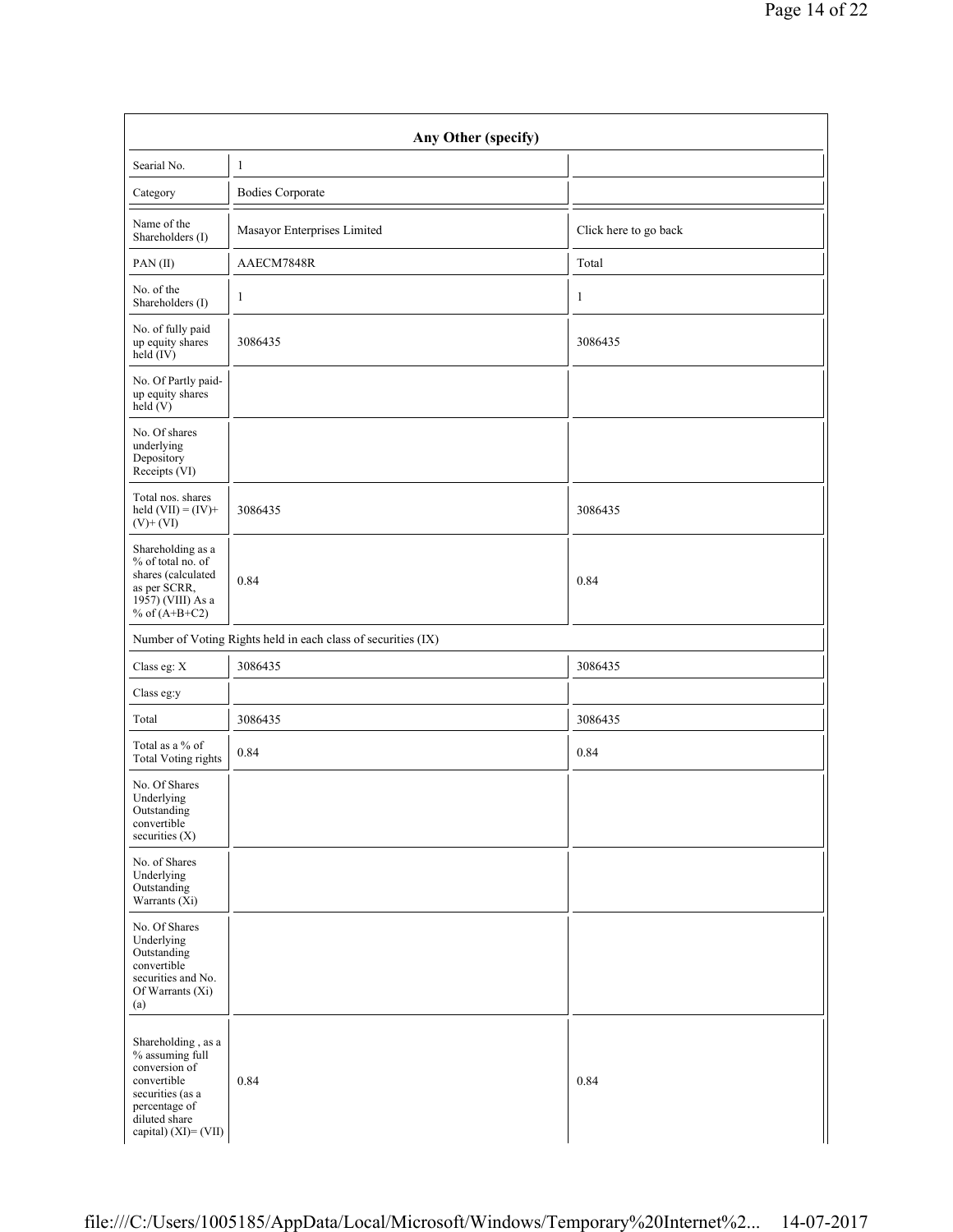| Any Other (specify) | | |
|---|---|---|
| Searial No. | 1 | |
| Category | Bodies Corporate | |
| Name of the Shareholders (I) | Masayor Enterprises Limited | Click here to go back |
| PAN (II) | AAECM7848R | Total |
| No. of the Shareholders (I) | 1 | 1 |
| No. of fully paid up equity shares held (IV) | 3086435 | 3086435 |
| No. Of Partly paid-up equity shares held (V) | | |
| No. Of shares underlying Depository Receipts (VI) | | |
| Total nos. shares held (VII) = (IV)+ (V)+ (VI) | 3086435 | 3086435 |
| Shareholding as a % of total no. of shares (calculated as per SCRR, 1957) (VIII) As a % of (A+B+C2) | 0.84 | 0.84 |
| Number of Voting Rights held in each class of securities (IX) | | |
| Class eg: X | 3086435 | 3086435 |
| Class eg:y | | |
| Total | 3086435 | 3086435 |
| Total as a % of Total Voting rights | 0.84 | 0.84 |
| No. Of Shares Underlying Outstanding convertible securities (X) | | |
| No. of Shares Underlying Outstanding Warrants (Xi) | | |
| No. Of Shares Underlying Outstanding convertible securities and No. Of Warrants (Xi) (a) | | |
| Shareholding , as a % assuming full conversion of convertible securities (as a percentage of diluted share capital) (XI)= (VII) | 0.84 | 0.84 |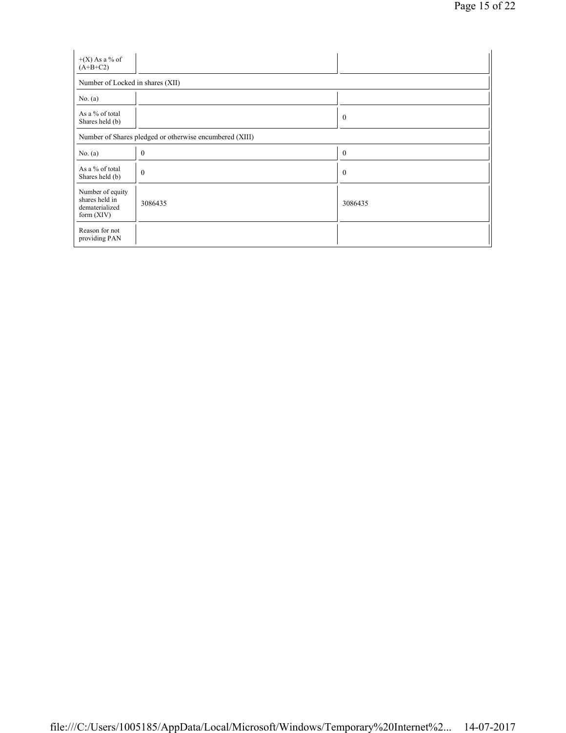| | | |
|---|---|---|
| +(X) As a % of (A+B+C2) | | |
| Number of Locked in shares (XII) | | |
| No. (a) | | |
| As a % of total Shares held (b) | | 0 |
| Number of Shares pledged or otherwise encumbered (XIII) | | |
| No. (a) | 0 | 0 |
| As a % of total Shares held (b) | 0 | 0 |
| Number of equity shares held in dematerialized form (XIV) | 3086435 | 3086435 |
| Reason for not providing PAN | | |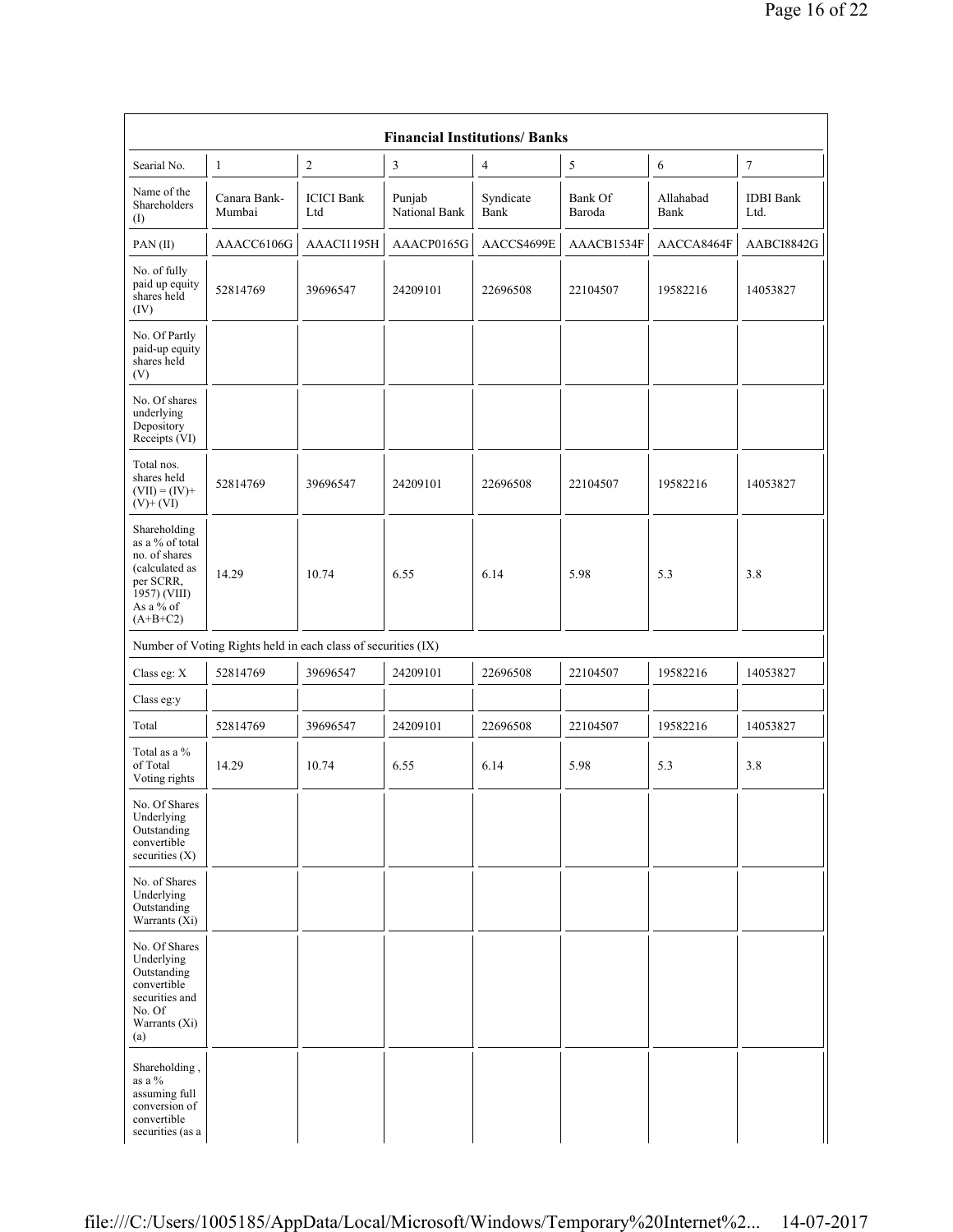| Financial Institutions/ Banks | | | | | | | |
|---|---|---|---|---|---|---|---|
| Searial No. | 1 | 2 | 3 | 4 | 5 | 6 | 7 |
| Name of the Shareholders (I) | Canara Bank-Mumbai | ICICI Bank Ltd | Punjab National Bank | Syndicate Bank | Bank Of Baroda | Allahabad Bank | IDBI Bank Ltd. |
| PAN (II) | AAACC6106G | AAACI1195H | AAACP0165G | AACCS4699E | AAACB1534F | AACCA8464F | AABCI8842G |
| No. of fully paid up equity shares held (IV) | 52814769 | 39696547 | 24209101 | 22696508 | 22104507 | 19582216 | 14053827 |
| No. Of Partly paid-up equity shares held (V) | | | | | | | |
| No. Of shares underlying Depository Receipts (VI) | | | | | | | |
| Total nos. shares held (VII) = (IV)+ (V)+ (VI) | 52814769 | 39696547 | 24209101 | 22696508 | 22104507 | 19582216 | 14053827 |
| Shareholding as a % of total no. of shares (calculated as per SCRR, 1957) (VIII) As a % of (A+B+C2) | 14.29 | 10.74 | 6.55 | 6.14 | 5.98 | 5.3 | 3.8 |
| Number of Voting Rights held in each class of securities (IX) | | | | | | | |
| Class eg: X | 52814769 | 39696547 | 24209101 | 22696508 | 22104507 | 19582216 | 14053827 |
| Class eg:y | | | | | | | |
| Total | 52814769 | 39696547 | 24209101 | 22696508 | 22104507 | 19582216 | 14053827 |
| Total as a % of Total Voting rights | 14.29 | 10.74 | 6.55 | 6.14 | 5.98 | 5.3 | 3.8 |
| No. Of Shares Underlying Outstanding convertible securities (X) | | | | | | | |
| No. of Shares Underlying Outstanding Warrants (Xi) | | | | | | | |
| No. Of Shares Underlying Outstanding convertible securities and No. Of Warrants (Xi) (a) | | | | | | | |
| Shareholding , as a % assuming full conversion of convertible securities (as a | | | | | | | |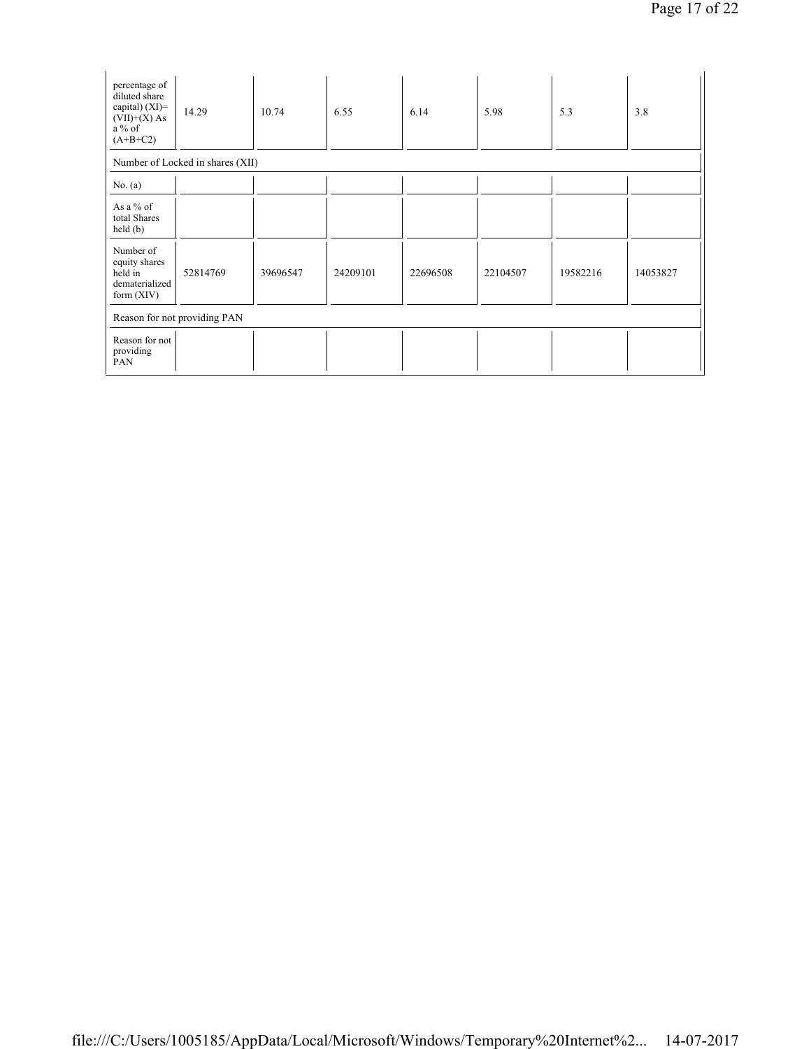| percentage of diluted share capital) (XI)= (VII)+(X) As a % of (A+B+C2) | 14.29 | 10.74 | 6.55 | 6.14 | 5.98 | 5.3 | 3.8 |
|---|---|---|---|---|---|---|---|
| Number of Locked in shares (XII) | | | | | | | |
| No. (a) | | | | | | | |
| As a % of total Shares held (b) | | | | | | | |
| Number of equity shares held in dematerialized form (XIV) | 52814769 | 39696547 | 24209101 | 22696508 | 22104507 | 19582216 | 14053827 |
| Reason for not providing PAN | | | | | | | |
| Reason for not providing PAN | | | | | | | |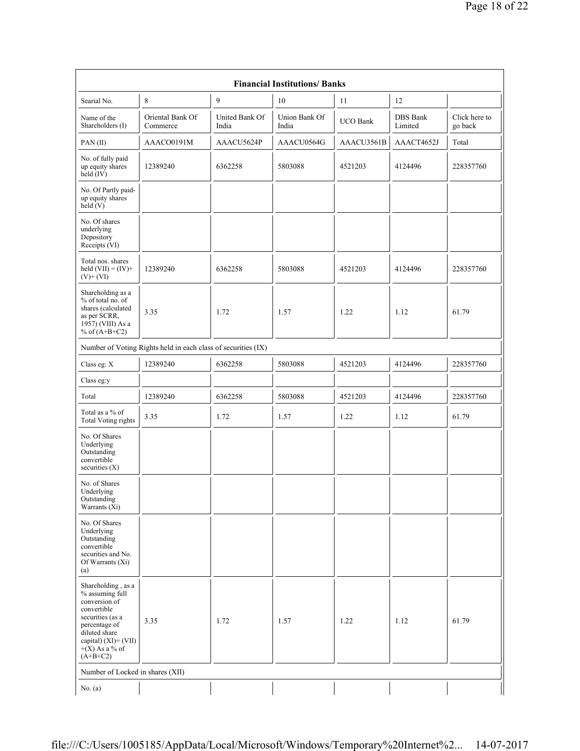| Financial Institutions/ Banks | | | | | | |
|---|---|---|---|---|---|---|
| Searial No. | 8 | 9 | 10 | 11 | 12 | |
| Name of the Shareholders (I) | Oriental Bank Of Commerce | United Bank Of India | Union Bank Of India | UCO Bank | DBS Bank Limited | Click here to go back |
| PAN (II) | AAACO0191M | AAACU5624P | AAACU0564G | AAACU3561B | AAACT4652J | Total |
| No. of fully paid up equity shares held (IV) | 12389240 | 6362258 | 5803088 | 4521203 | 4124496 | 228357760 |
| No. Of Partly paid-up equity shares held (V) | | | | | | |
| No. Of shares underlying Depository Receipts (VI) | | | | | | |
| Total nos. shares held (VII) = (IV)+ (V)+ (VI) | 12389240 | 6362258 | 5803088 | 4521203 | 4124496 | 228357760 |
| Shareholding as a % of total no. of shares (calculated as per SCRR, 1957) (VIII) As a % of (A+B+C2) | 3.35 | 1.72 | 1.57 | 1.22 | 1.12 | 61.79 |
| Number of Voting Rights held in each class of securities (IX) | | | | | | |
| Class eg: X | 12389240 | 6362258 | 5803088 | 4521203 | 4124496 | 228357760 |
| Class eg:y | | | | | | |
| Total | 12389240 | 6362258 | 5803088 | 4521203 | 4124496 | 228357760 |
| Total as a % of Total Voting rights | 3.35 | 1.72 | 1.57 | 1.22 | 1.12 | 61.79 |
| No. Of Shares Underlying Outstanding convertible securities (X) | | | | | | |
| No. of Shares Underlying Outstanding Warrants (Xi) | | | | | | |
| No. Of Shares Underlying Outstanding convertible securities and No. Of Warrants (Xi) (a) | | | | | | |
| Shareholding , as a % assuming full conversion of convertible securities (as a percentage of diluted share capital) (XI)= (VII) +(X) As a % of (A+B+C2) | 3.35 | 1.72 | 1.57 | 1.22 | 1.12 | 61.79 |
| Number of Locked in shares (XII) | | | | | | |
| No. (a) | | | | | | |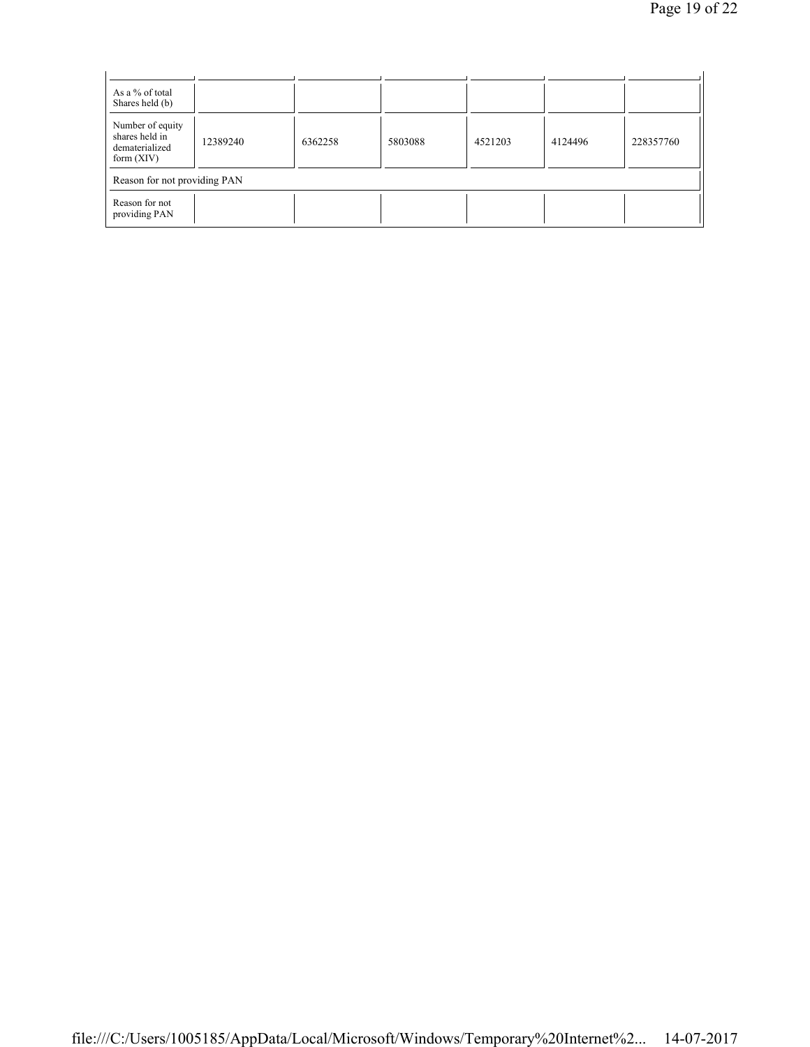| | | | | | | |
|---|---|---|---|---|---|---|
| As a % of total Shares held (b) | | | | | | |
| Number of equity shares held in dematerialized form (XIV) | 12389240 | 6362258 | 5803088 | 4521203 | 4124496 | 228357760 |
| Reason for not providing PAN | | | | | | |
| Reason for not providing PAN | | | | | | |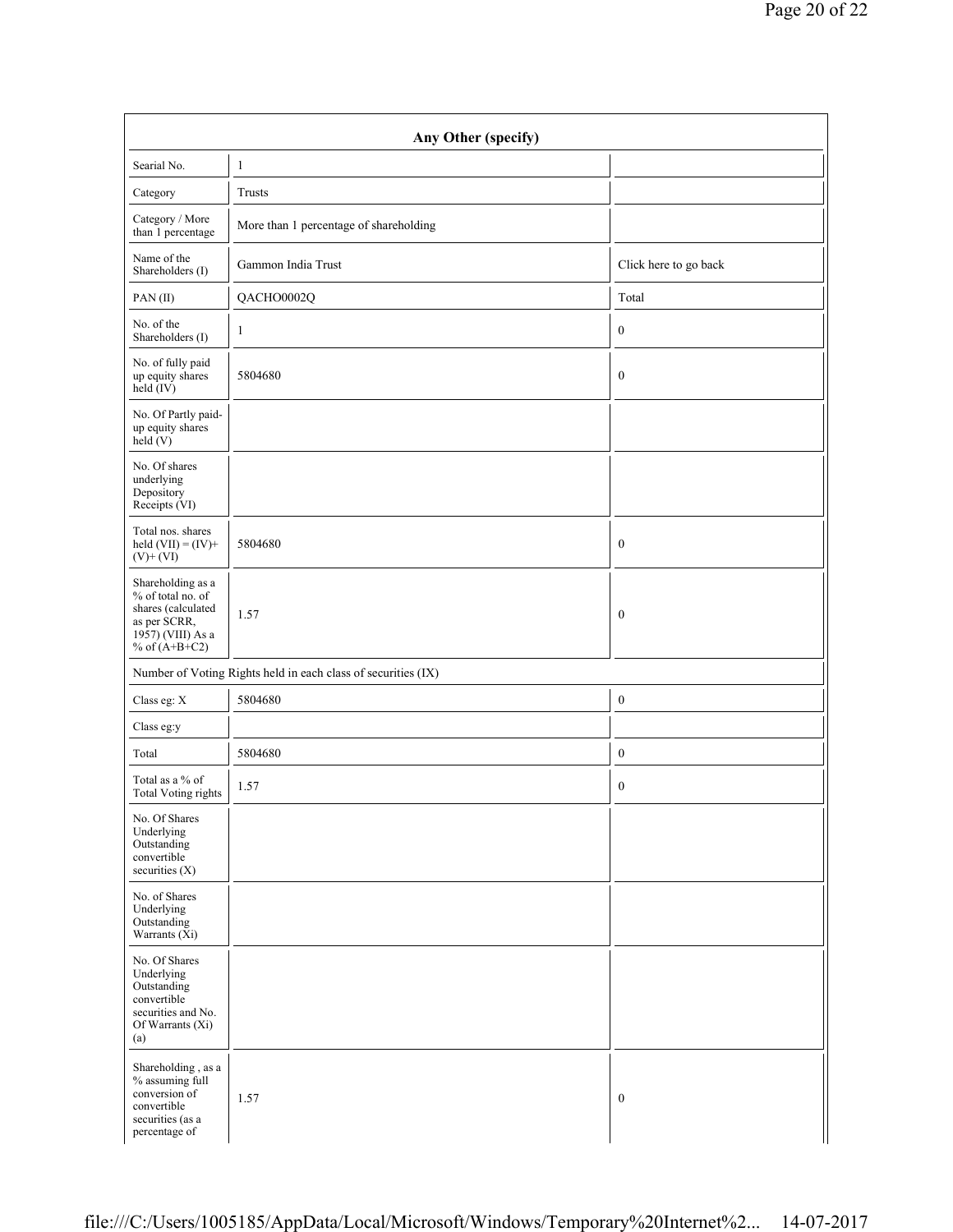| Any Other (specify) | | |
|---|---|---|
| Searial No. | 1 | |
| Category | Trusts | |
| Category / More than 1 percentage | More than 1 percentage of shareholding | |
| Name of the Shareholders (I) | Gammon India Trust | Click here to go back |
| PAN (II) | QACHO0002Q | Total |
| No. of the Shareholders (I) | 1 | 0 |
| No. of fully paid up equity shares held (IV) | 5804680 | 0 |
| No. Of Partly paid-up equity shares held (V) | | |
| No. Of shares underlying Depository Receipts (VI) | | |
| Total nos. shares held (VII) = (IV)+ (V)+ (VI) | 5804680 | 0 |
| Shareholding as a % of total no. of shares (calculated as per SCRR, 1957) (VIII) As a % of (A+B+C2) | 1.57 | 0 |
| Number of Voting Rights held in each class of securities (IX) | | |
| Class eg: X | 5804680 | 0 |
| Class eg:y | | |
| Total | 5804680 | 0 |
| Total as a % of Total Voting rights | 1.57 | 0 |
| No. Of Shares Underlying Outstanding convertible securities (X) | | |
| No. of Shares Underlying Outstanding Warrants (Xi) | | |
| No. Of Shares Underlying Outstanding convertible securities and No. Of Warrants (Xi) (a) | | |
| Shareholding , as a % assuming full conversion of convertible securities (as a percentage of | 1.57 | 0 |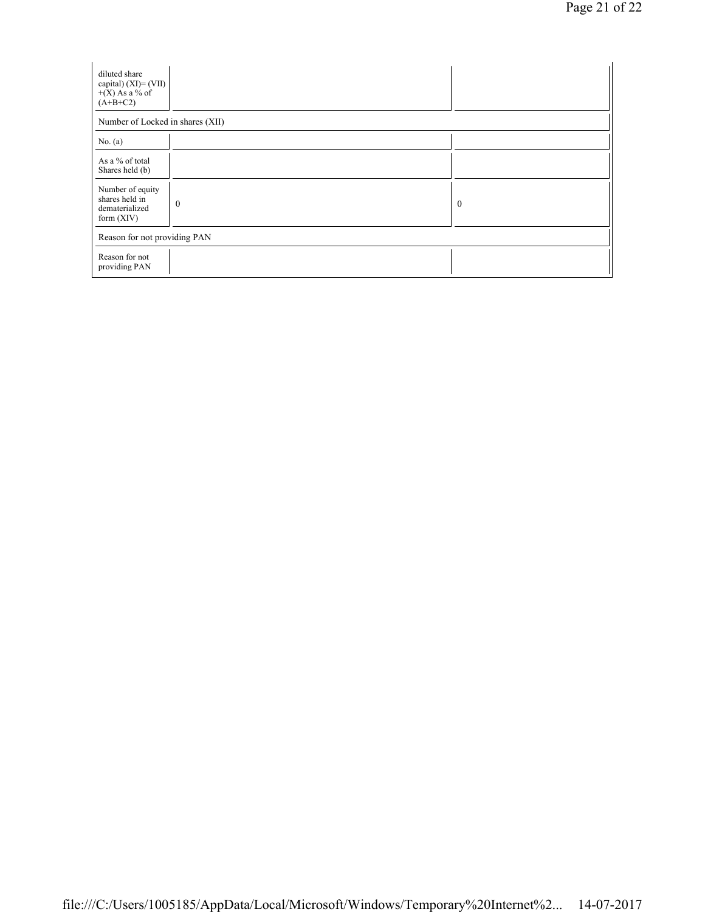| diluted share capital) (XI)= (VII) +(X) As a % of (A+B+C2) | | |
|---|---|---|
| Number of Locked in shares (XII) | | |
| No. (a) | | |
| As a % of total Shares held (b) | | |
| Number of equity shares held in dematerialized form (XIV) | 0 | 0 |
| Reason for not providing PAN | | |
| Reason for not providing PAN | | |